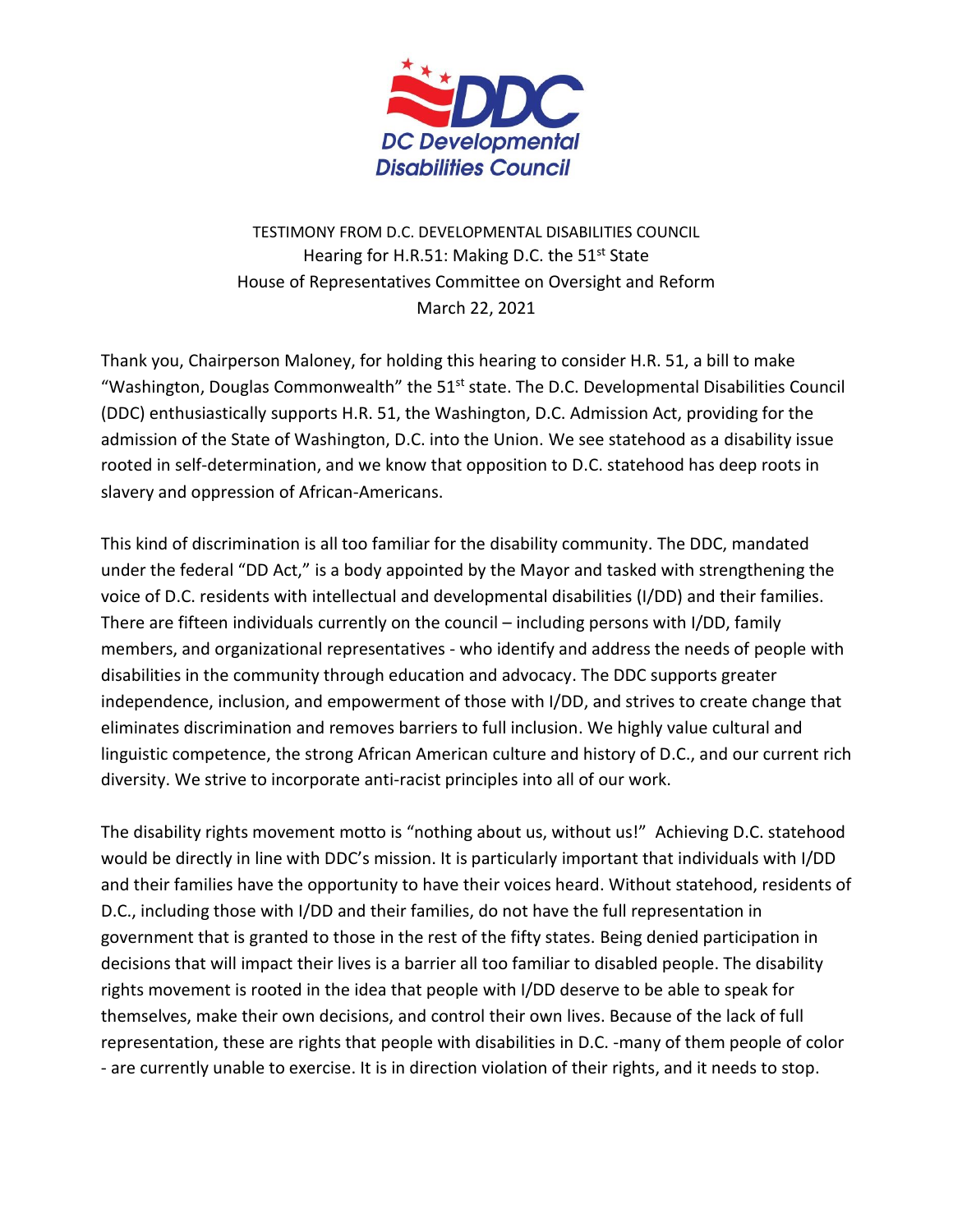TESTIMONY FROM D.C. DEVELOPMENTAL DISABILITIES COUNCIL
Hearing for H.R.51: Making D.C. the 51st State
House of Representatives Committee on Oversight and Reform
March 22, 2021

Thank you, Chairperson Maloney, for holding this hearing to consider H.R. 51, a bill to make "Washington, Douglas Commonwealth" the 51st state. The D.C. Developmental Disabilities Council (DDC) enthusiastically supports H.R. 51, the Washington, D.C. Admission Act, providing for the admission of the State of Washington, D.C. into the Union. We see statehood as a disability issue rooted in self-determination, and we know that opposition to D.C. statehood has deep roots in slavery and oppression of African-Americans.

This kind of discrimination is all too familiar for the disability community. The DDC, mandated under the federal "DD Act," is a body appointed by the Mayor and tasked with strengthening the voice of D.C. residents with intellectual and developmental disabilities (I/DD) and their families. There are fifteen individuals currently on the council – including persons with I/DD, family members, and organizational representatives - who identify and address the needs of people with disabilities in the community through education and advocacy. The DDC supports greater independence, inclusion, and empowerment of those with I/DD, and strives to create change that eliminates discrimination and removes barriers to full inclusion. We highly value cultural and linguistic competence, the strong African American culture and history of D.C., and our current rich diversity. We strive to incorporate anti-racist principles into all of our work.

The disability rights movement motto is "nothing about us, without us!" Achieving D.C. statehood would be directly in line with DDC's mission. It is particularly important that individuals with I/DD and their families have the opportunity to have their voices heard. Without statehood, residents of D.C., including those with I/DD and their families, do not have the full representation in government that is granted to those in the rest of the fifty states. Being denied participation in decisions that will impact their lives is a barrier all too familiar to disabled people. The disability rights movement is rooted in the idea that people with I/DD deserve to be able to speak for themselves, make their own decisions, and control their own lives. Because of the lack of full representation, these are rights that people with disabilities in D.C. -many of them people of color - are currently unable to exercise. It is in direction violation of their rights, and it needs to stop.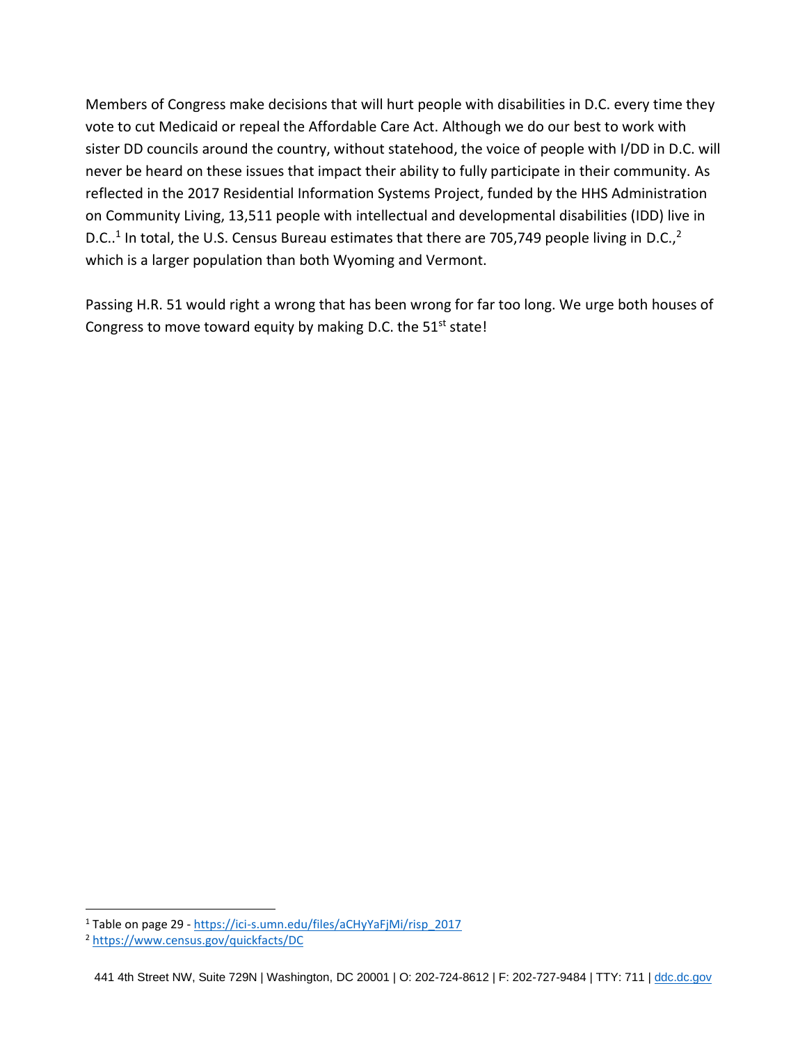Members of Congress make decisions that will hurt people with disabilities in D.C. every time they vote to cut Medicaid or repeal the Affordable Care Act. Although we do our best to work with sister DD councils around the country, without statehood, the voice of people with I/DD in D.C. will never be heard on these issues that impact their ability to fully participate in their community. As reflected in the 2017 Residential Information Systems Project, funded by the HHS Administration on Community Living, 13,511 people with intellectual and developmental disabilities (IDD) live in D.C..[1] In total, the U.S. Census Bureau estimates that there are 705,749 people living in D.C.,[2] which is a larger population than both Wyoming and Vermont.

Passing H.R. 51 would right a wrong that has been wrong for far too long. We urge both houses of Congress to move toward equity by making D.C. the 51st state!

---

[1] Table on page 29 - https://ici-s.umn.edu/files/aCHyYaFjMi/risp_2017

[2] https://www.census.gov/quickfacts/DC

441 4th Street NW, Suite 729N | Washington, DC 20001 | O: 202-724-8612 | F: 202-727-9484 | TTY: 711 | ddc.dc.gov